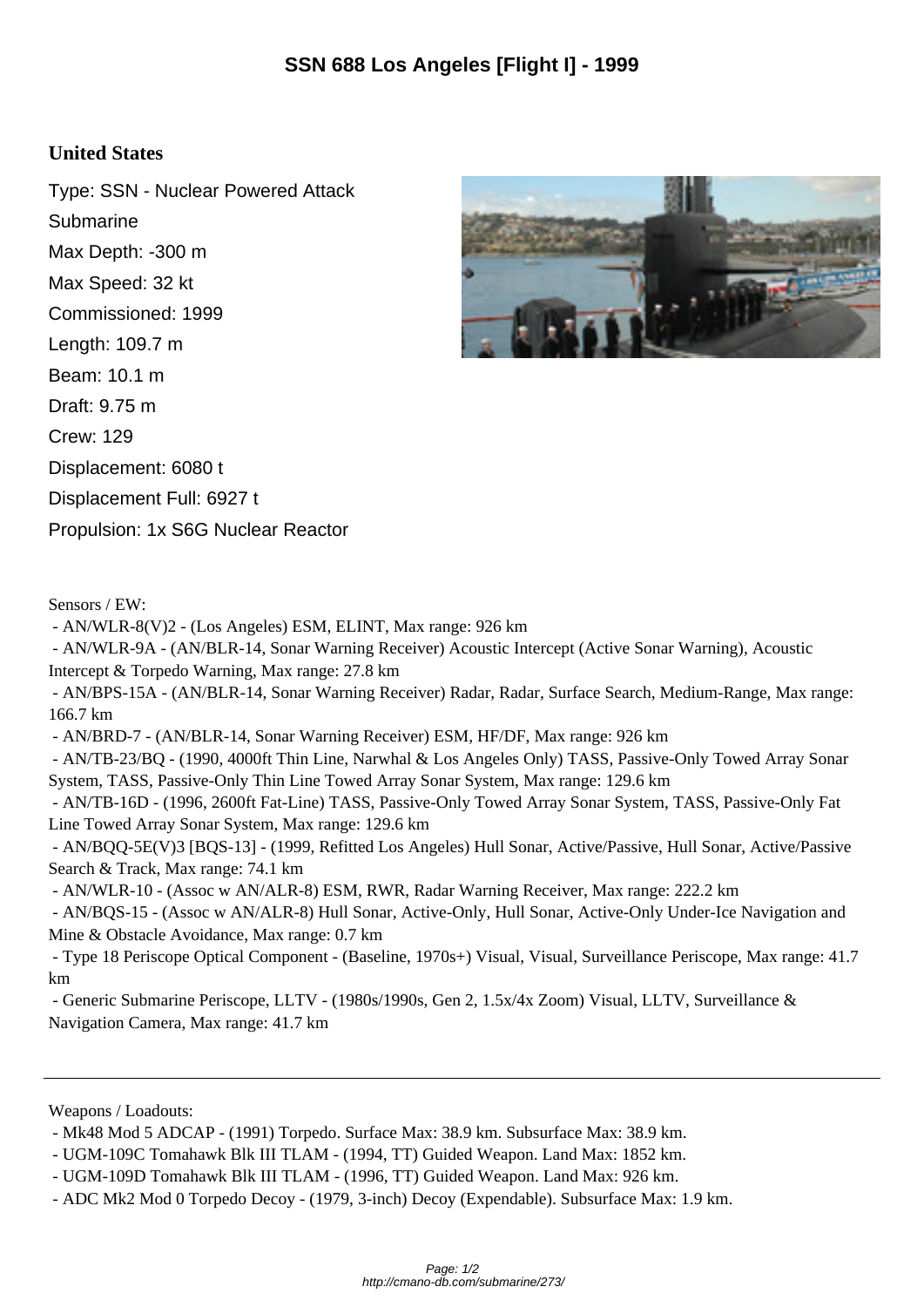# SSN 688 Los Angeles [Flight I] - 1999

## United States

Type: SSN - Nuclear Powered Attack Submarine

Max Depth: -300 m

Max Speed: 32 kt

Commissioned: 1999

Length: 109.7 m

Beam: 10.1 m

Draft: 9.75 m

Crew: 129

Displacement: 6080 t

Displacement Full: 6927 t

Propulsion: 1x S6G Nuclear Reactor

Sensors / EW:

- AN/WLR-8(V)2 - (Los Angeles) ESM, ELINT, Max range: 926 km
- AN/WLR-9A - (AN/BLR-14, Sonar Warning Receiver) Acoustic Intercept (Active Sonar Warning), Acoustic Intercept & Torpedo Warning, Max range: 27.8 km
- AN/BPS-15A - (AN/BLR-14, Sonar Warning Receiver) Radar, Radar, Surface Search, Medium-Range, Max range: 166.7 km
- AN/BRD-7 - (AN/BLR-14, Sonar Warning Receiver) ESM, HF/DF, Max range: 926 km
- AN/TB-23/BQ - (1990, 4000ft Thin Line, Narwhal & Los Angeles Only) TASS, Passive-Only Towed Array Sonar System, TASS, Passive-Only Thin Line Towed Array Sonar System, Max range: 129.6 km
- AN/TB-16D - (1996, 2600ft Fat-Line) TASS, Passive-Only Towed Array Sonar System, TASS, Passive-Only Fat Line Towed Array Sonar System, Max range: 129.6 km
- AN/BQQ-5E(V)3 [BQS-13] - (1999, Refitted Los Angeles) Hull Sonar, Active/Passive, Hull Sonar, Active/Passive Search & Track, Max range: 74.1 km
- AN/WLR-10 - (Assoc w AN/ALR-8) ESM, RWR, Radar Warning Receiver, Max range: 222.2 km
- AN/BQS-15 - (Assoc w AN/ALR-8) Hull Sonar, Active-Only, Hull Sonar, Active-Only Under-Ice Navigation and Mine & Obstacle Avoidance, Max range: 0.7 km
- Type 18 Periscope Optical Component - (Baseline, 1970s+) Visual, Visual, Surveillance Periscope, Max range: 41.7 km
- Generic Submarine Periscope, LLTV - (1980s/1990s, Gen 2, 1.5x/4x Zoom) Visual, LLTV, Surveillance & Navigation Camera, Max range: 41.7 km

---

Weapons / Loadouts:

- Mk48 Mod 5 ADCAP - (1991) Torpedo. Surface Max: 38.9 km. Subsurface Max: 38.9 km.
- UGM-109C Tomahawk Blk III TLAM - (1994, TT) Guided Weapon. Land Max: 1852 km.
- UGM-109D Tomahawk Blk III TLAM - (1996, TT) Guided Weapon. Land Max: 926 km.
- ADC Mk2 Mod 0 Torpedo Decoy - (1979, 3-inch) Decoy (Expendable). Subsurface Max: 1.9 km.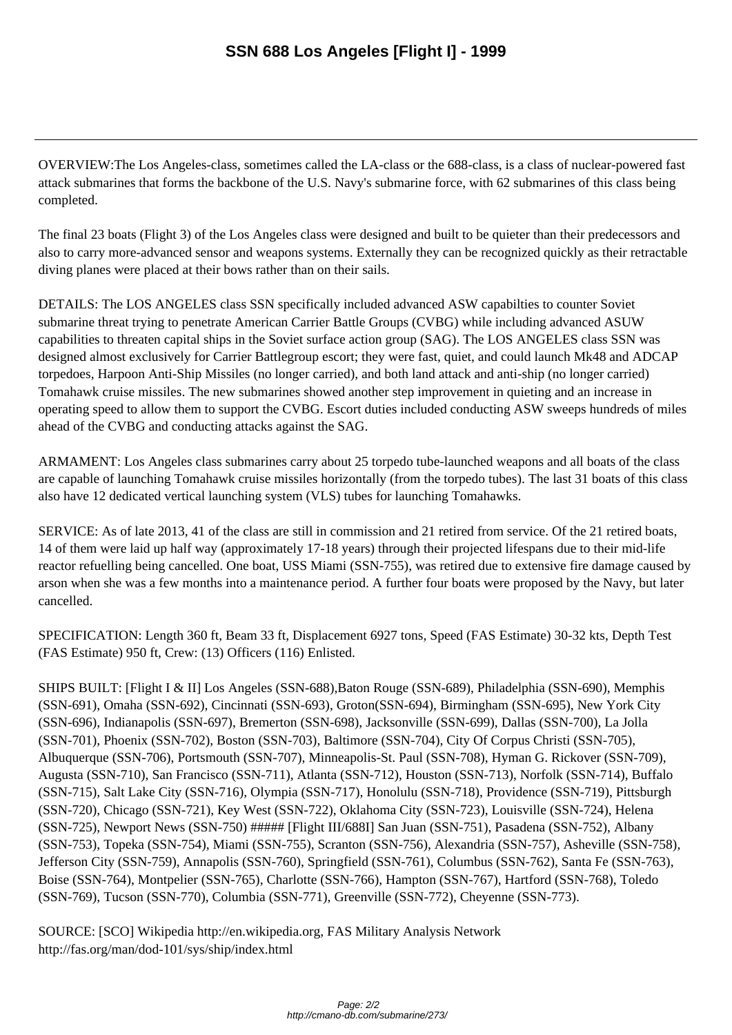# SSN 688 Los Angeles [Flight I] - 1999

OVERVIEW:The Los Angeles-class, sometimes called the LA-class or the 688-class, is a class of nuclear-powered fast attack submarines that forms the backbone of the U.S. Navy's submarine force, with 62 submarines of this class being completed.

The final 23 boats (Flight 3) of the Los Angeles class were designed and built to be quieter than their predecessors and also to carry more-advanced sensor and weapons systems. Externally they can be recognized quickly as their retractable diving planes were placed at their bows rather than on their sails.

DETAILS: The LOS ANGELES class SSN specifically included advanced ASW capabilties to counter Soviet submarine threat trying to penetrate American Carrier Battle Groups (CVBG) while including advanced ASUW capabilities to threaten capital ships in the Soviet surface action group (SAG). The LOS ANGELES class SSN was designed almost exclusively for Carrier Battlegroup escort; they were fast, quiet, and could launch Mk48 and ADCAP torpedoes, Harpoon Anti-Ship Missiles (no longer carried), and both land attack and anti-ship (no longer carried) Tomahawk cruise missiles. The new submarines showed another step improvement in quieting and an increase in operating speed to allow them to support the CVBG. Escort duties included conducting ASW sweeps hundreds of miles ahead of the CVBG and conducting attacks against the SAG.

ARMAMENT: Los Angeles class submarines carry about 25 torpedo tube-launched weapons and all boats of the class are capable of launching Tomahawk cruise missiles horizontally (from the torpedo tubes). The last 31 boats of this class also have 12 dedicated vertical launching system (VLS) tubes for launching Tomahawks.

SERVICE: As of late 2013, 41 of the class are still in commission and 21 retired from service. Of the 21 retired boats, 14 of them were laid up half way (approximately 17-18 years) through their projected lifespans due to their mid-life reactor refuelling being cancelled. One boat, USS Miami (SSN-755), was retired due to extensive fire damage caused by arson when she was a few months into a maintenance period. A further four boats were proposed by the Navy, but later cancelled.

SPECIFICATION: Length 360 ft, Beam 33 ft, Displacement 6927 tons, Speed (FAS Estimate) 30-32 kts, Depth Test (FAS Estimate) 950 ft, Crew: (13) Officers (116) Enlisted.

SHIPS BUILT: [Flight I & II] Los Angeles (SSN-688),Baton Rouge (SSN-689), Philadelphia (SSN-690), Memphis (SSN-691), Omaha (SSN-692), Cincinnati (SSN-693), Groton(SSN-694), Birmingham (SSN-695), New York City (SSN-696), Indianapolis (SSN-697), Bremerton (SSN-698), Jacksonville (SSN-699), Dallas (SSN-700), La Jolla (SSN-701), Phoenix (SSN-702), Boston (SSN-703), Baltimore (SSN-704), City Of Corpus Christi (SSN-705), Albuquerque (SSN-706), Portsmouth (SSN-707), Minneapolis-St. Paul (SSN-708), Hyman G. Rickover (SSN-709), Augusta (SSN-710), San Francisco (SSN-711), Atlanta (SSN-712), Houston (SSN-713), Norfolk (SSN-714), Buffalo (SSN-715), Salt Lake City (SSN-716), Olympia (SSN-717), Honolulu (SSN-718), Providence (SSN-719), Pittsburgh (SSN-720), Chicago (SSN-721), Key West (SSN-722), Oklahoma City (SSN-723), Louisville (SSN-724), Helena (SSN-725), Newport News (SSN-750) ##### [Flight III/688I] San Juan (SSN-751), Pasadena (SSN-752), Albany (SSN-753), Topeka (SSN-754), Miami (SSN-755), Scranton (SSN-756), Alexandria (SSN-757), Asheville (SSN-758), Jefferson City (SSN-759), Annapolis (SSN-760), Springfield (SSN-761), Columbus (SSN-762), Santa Fe (SSN-763), Boise (SSN-764), Montpelier (SSN-765), Charlotte (SSN-766), Hampton (SSN-767), Hartford (SSN-768), Toledo (SSN-769), Tucson (SSN-770), Columbia (SSN-771), Greenville (SSN-772), Cheyenne (SSN-773).

SOURCE: [SCO] Wikipedia http://en.wikipedia.org, FAS Military Analysis Network http://fas.org/man/dod-101/sys/ship/index.html